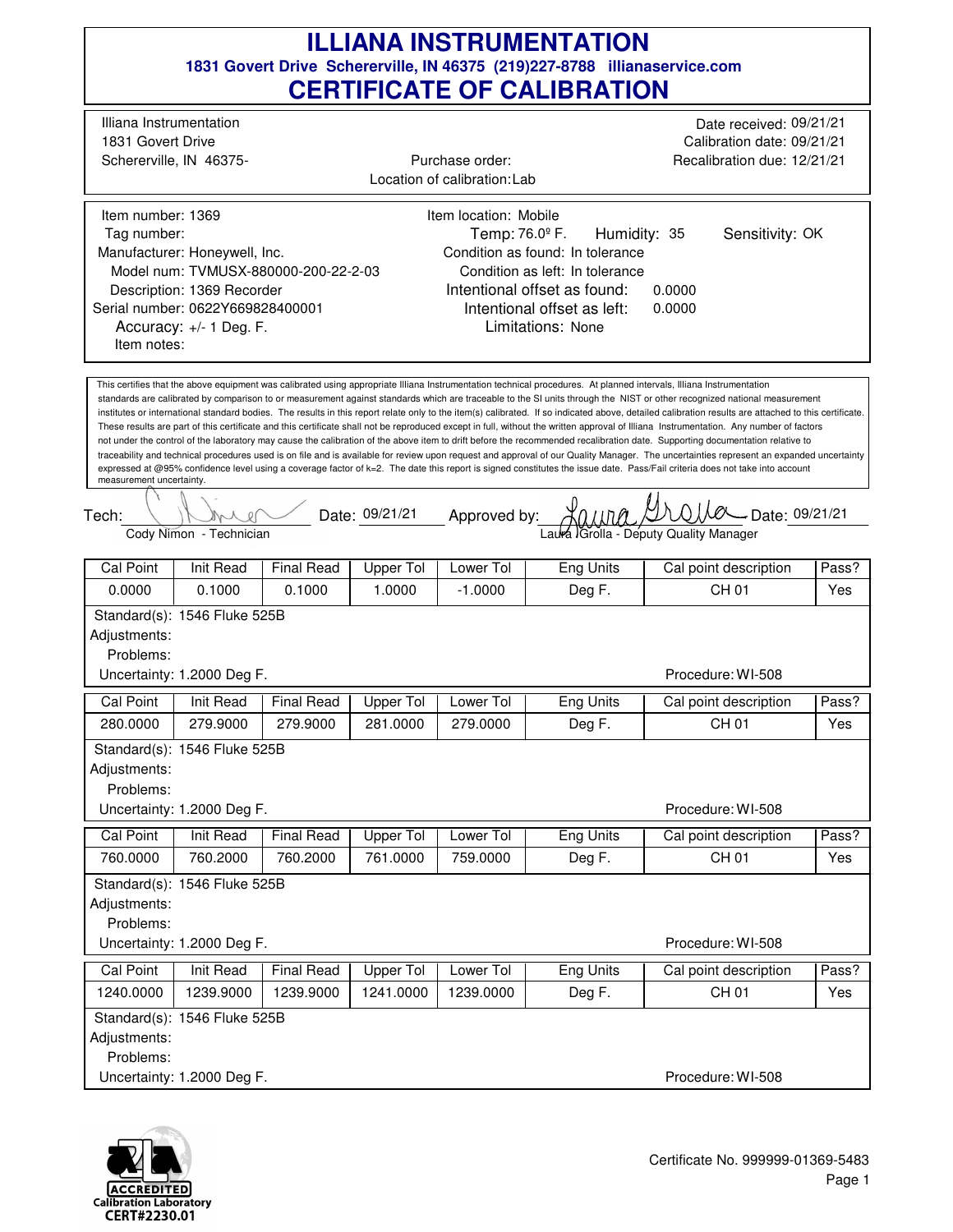# ILLIANA INSTRUMENTATION

**1831 Govert Drive Schererville, IN 46375 (219)227-8788 illianaservice.com**

## CERTIFICATE OF CALIBRATION

Illiana Instrumentation
1831 Govert Drive
Schererville, IN 46375-

Purchase order:
Location of calibration: Lab

Date received: 09/21/21
Calibration date: 09/21/21
Recalibration due: 12/21/21

Item number: 1369
Tag number:
Manufacturer: Honeywell, Inc.
Model num: TVMUSX-880000-200-22-2-03
Description: 1369 Recorder
Serial number: 0622Y669828400001
Accuracy: +/- 1 Deg. F.
Item notes:

Item location: Mobile
Temp: 76.0º F. Humidity: 35 Sensitivity: OK
Condition as found: In tolerance
Condition as left: In tolerance
Intentional offset as found: 0.0000
Intentional offset as left: 0.0000
Limitations: None

This certifies that the above equipment was calibrated using appropriate Illiana Instrumentation technical procedures. At planned intervals, Illiana Instrumentation standards are calibrated by comparison to or measurement against standards which are traceable to the SI units through the NIST or other recognized national measurement institutes or international standard bodies. The results in this report relate only to the item(s) calibrated. If so indicated above, detailed calibration results are attached to this certificate. These results are part of this certificate and this certificate shall not be reproduced except in full, without the written approval of Illiana Instrumentation. Any number of factors not under the control of the laboratory may cause the calibration of the above item to drift before the recommended recalibration date. Supporting documentation relative to traceability and technical procedures used is on file and is available for review upon request and approval of our Quality Manager. The uncertainties represent an expanded uncertainty expressed at @95% confidence level using a coverage factor of k=2. The date this report is signed constitutes the issue date. Pass/Fail criteria does not take into account measurement uncertainty.

Tech: Cody Nimon - Technician Date: 09/21/21 Approved by: Laura Grolla - Deputy Quality Manager Date: 09/21/21

| Cal Point | Init Read | Final Read | Upper Tol | Lower Tol | Eng Units | Cal point description | Pass? |
|---|---|---|---|---|---|---|---|
| 0.0000 | 0.1000 | 0.1000 | 1.0000 | -1.0000 | Deg F. | CH 01 | Yes |

Standard(s): 1546 Fluke 525B
Adjustments:
Problems:
Uncertainty: 1.2000 Deg F. Procedure: WI-508

| Cal Point | Init Read | Final Read | Upper Tol | Lower Tol | Eng Units | Cal point description | Pass? |
|---|---|---|---|---|---|---|---|
| 280.0000 | 279.9000 | 279.9000 | 281.0000 | 279.0000 | Deg F. | CH 01 | Yes |

Standard(s): 1546 Fluke 525B
Adjustments:
Problems:
Uncertainty: 1.2000 Deg F. Procedure: WI-508

| Cal Point | Init Read | Final Read | Upper Tol | Lower Tol | Eng Units | Cal point description | Pass? |
|---|---|---|---|---|---|---|---|
| 760.0000 | 760.2000 | 760.2000 | 761.0000 | 759.0000 | Deg F. | CH 01 | Yes |

Standard(s): 1546 Fluke 525B
Adjustments:
Problems:
Uncertainty: 1.2000 Deg F. Procedure: WI-508

| Cal Point | Init Read | Final Read | Upper Tol | Lower Tol | Eng Units | Cal point description | Pass? |
|---|---|---|---|---|---|---|---|
| 1240.0000 | 1239.9000 | 1239.9000 | 1241.0000 | 1239.0000 | Deg F. | CH 01 | Yes |

Standard(s): 1546 Fluke 525B
Adjustments:
Problems:
Uncertainty: 1.2000 Deg F. Procedure: WI-508

ACCREDITED Calibration Laboratory CERT#2230.01

Certificate No. 999999-01369-5483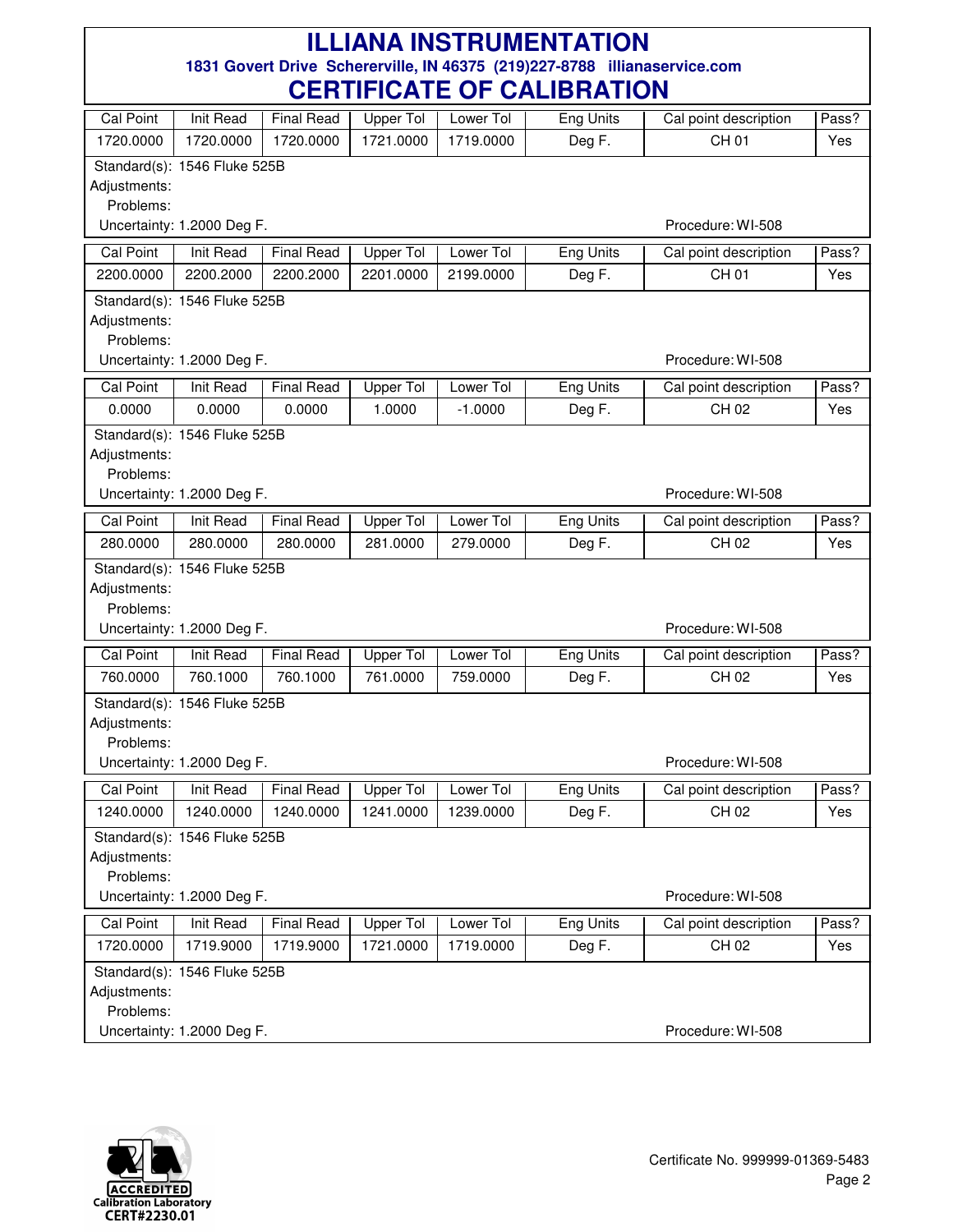# ILLIANA INSTRUMENTATION

**1831 Govert Drive Schererville, IN 46375 (219)227-8788 illianaservice.com**

## CERTIFICATE OF CALIBRATION

| Cal Point | Init Read | Final Read | Upper Tol | Lower Tol | Eng Units | Cal point description | Pass? |
|---|---|---|---|---|---|---|---|
| 1720.0000 | 1720.0000 | 1720.0000 | 1721.0000 | 1719.0000 | Deg F. | CH 01 | Yes |

Standard(s): 1546 Fluke 525B
Adjustments:
Problems:
Uncertainty: 1.2000 Deg F. Procedure: WI-508

| Cal Point | Init Read | Final Read | Upper Tol | Lower Tol | Eng Units | Cal point description | Pass? |
|---|---|---|---|---|---|---|---|
| 2200.0000 | 2200.2000 | 2200.2000 | 2201.0000 | 2199.0000 | Deg F. | CH 01 | Yes |

Standard(s): 1546 Fluke 525B
Adjustments:
Problems:
Uncertainty: 1.2000 Deg F. Procedure: WI-508

| Cal Point | Init Read | Final Read | Upper Tol | Lower Tol | Eng Units | Cal point description | Pass? |
|---|---|---|---|---|---|---|---|
| 0.0000 | 0.0000 | 0.0000 | 1.0000 | -1.0000 | Deg F. | CH 02 | Yes |

Standard(s): 1546 Fluke 525B
Adjustments:
Problems:
Uncertainty: 1.2000 Deg F. Procedure: WI-508

| Cal Point | Init Read | Final Read | Upper Tol | Lower Tol | Eng Units | Cal point description | Pass? |
|---|---|---|---|---|---|---|---|
| 280.0000 | 280.0000 | 280.0000 | 281.0000 | 279.0000 | Deg F. | CH 02 | Yes |

Standard(s): 1546 Fluke 525B
Adjustments:
Problems:
Uncertainty: 1.2000 Deg F. Procedure: WI-508

| Cal Point | Init Read | Final Read | Upper Tol | Lower Tol | Eng Units | Cal point description | Pass? |
|---|---|---|---|---|---|---|---|
| 760.0000 | 760.1000 | 760.1000 | 761.0000 | 759.0000 | Deg F. | CH 02 | Yes |

Standard(s): 1546 Fluke 525B
Adjustments:
Problems:
Uncertainty: 1.2000 Deg F. Procedure: WI-508

| Cal Point | Init Read | Final Read | Upper Tol | Lower Tol | Eng Units | Cal point description | Pass? |
|---|---|---|---|---|---|---|---|
| 1240.0000 | 1240.0000 | 1240.0000 | 1241.0000 | 1239.0000 | Deg F. | CH 02 | Yes |

Standard(s): 1546 Fluke 525B
Adjustments:
Problems:
Uncertainty: 1.2000 Deg F. Procedure: WI-508

| Cal Point | Init Read | Final Read | Upper Tol | Lower Tol | Eng Units | Cal point description | Pass? |
|---|---|---|---|---|---|---|---|
| 1720.0000 | 1719.9000 | 1719.9000 | 1721.0000 | 1719.0000 | Deg F. | CH 02 | Yes |

Standard(s): 1546 Fluke 525B
Adjustments:
Problems:
Uncertainty: 1.2000 Deg F. Procedure: WI-508

ACCREDITED Calibration Laboratory CERT#2230.01

Certificate No. 999999-01369-5483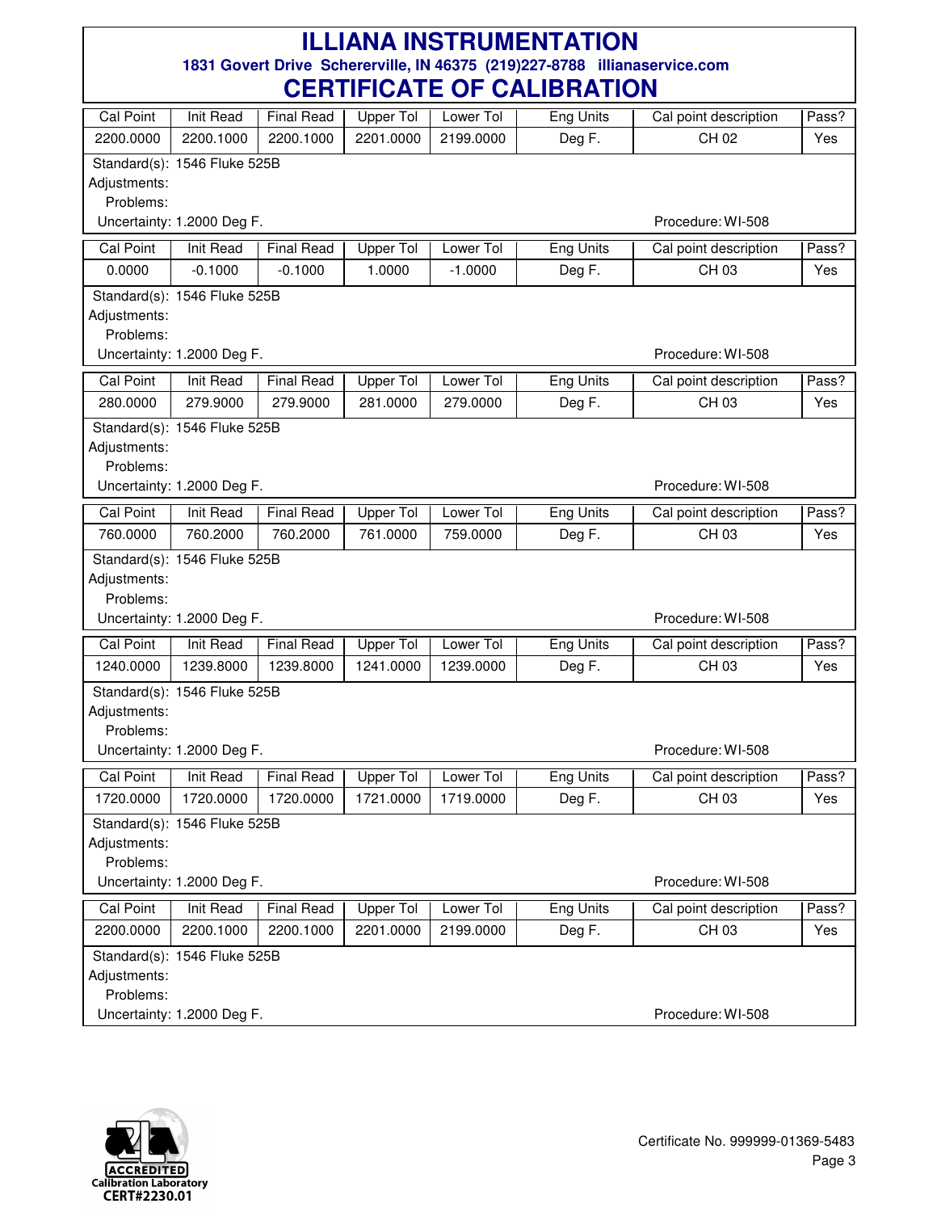# ILLIANA INSTRUMENTATION

**1831 Govert Drive Schererville, IN 46375 (219)227-8788 illianaservice.com**

# CERTIFICATE OF CALIBRATION

| Cal Point | Init Read | Final Read | Upper Tol | Lower Tol | Eng Units | Cal point description | Pass? |
|---|---|---|---|---|---|---|---|
| 2200.0000 | 2200.1000 | 2200.1000 | 2201.0000 | 2199.0000 | Deg F. | CH 02 | Yes |

Standard(s): 1546 Fluke 525B
Adjustments:
Problems:
Uncertainty: 1.2000 Deg F. Procedure: WI-508

| Cal Point | Init Read | Final Read | Upper Tol | Lower Tol | Eng Units | Cal point description | Pass? |
|---|---|---|---|---|---|---|---|
| 0.0000 | -0.1000 | -0.1000 | 1.0000 | -1.0000 | Deg F. | CH 03 | Yes |

Standard(s): 1546 Fluke 525B
Adjustments:
Problems:
Uncertainty: 1.2000 Deg F. Procedure: WI-508

| Cal Point | Init Read | Final Read | Upper Tol | Lower Tol | Eng Units | Cal point description | Pass? |
|---|---|---|---|---|---|---|---|
| 280.0000 | 279.9000 | 279.9000 | 281.0000 | 279.0000 | Deg F. | CH 03 | Yes |

Standard(s): 1546 Fluke 525B
Adjustments:
Problems:
Uncertainty: 1.2000 Deg F. Procedure: WI-508

| Cal Point | Init Read | Final Read | Upper Tol | Lower Tol | Eng Units | Cal point description | Pass? |
|---|---|---|---|---|---|---|---|
| 760.0000 | 760.2000 | 760.2000 | 761.0000 | 759.0000 | Deg F. | CH 03 | Yes |

Standard(s): 1546 Fluke 525B
Adjustments:
Problems:
Uncertainty: 1.2000 Deg F. Procedure: WI-508

| Cal Point | Init Read | Final Read | Upper Tol | Lower Tol | Eng Units | Cal point description | Pass? |
|---|---|---|---|---|---|---|---|
| 1240.0000 | 1239.8000 | 1239.8000 | 1241.0000 | 1239.0000 | Deg F. | CH 03 | Yes |

Standard(s): 1546 Fluke 525B
Adjustments:
Problems:
Uncertainty: 1.2000 Deg F. Procedure: WI-508

| Cal Point | Init Read | Final Read | Upper Tol | Lower Tol | Eng Units | Cal point description | Pass? |
|---|---|---|---|---|---|---|---|
| 1720.0000 | 1720.0000 | 1720.0000 | 1721.0000 | 1719.0000 | Deg F. | CH 03 | Yes |

Standard(s): 1546 Fluke 525B
Adjustments:
Problems:
Uncertainty: 1.2000 Deg F. Procedure: WI-508

| Cal Point | Init Read | Final Read | Upper Tol | Lower Tol | Eng Units | Cal point description | Pass? |
|---|---|---|---|---|---|---|---|
| 2200.0000 | 2200.1000 | 2200.1000 | 2201.0000 | 2199.0000 | Deg F. | CH 03 | Yes |

Standard(s): 1546 Fluke 525B
Adjustments:
Problems:
Uncertainty: 1.2000 Deg F. Procedure: WI-508

ACCREDITED Calibration Laboratory CERT#2230.01

Certificate No. 999999-01369-5483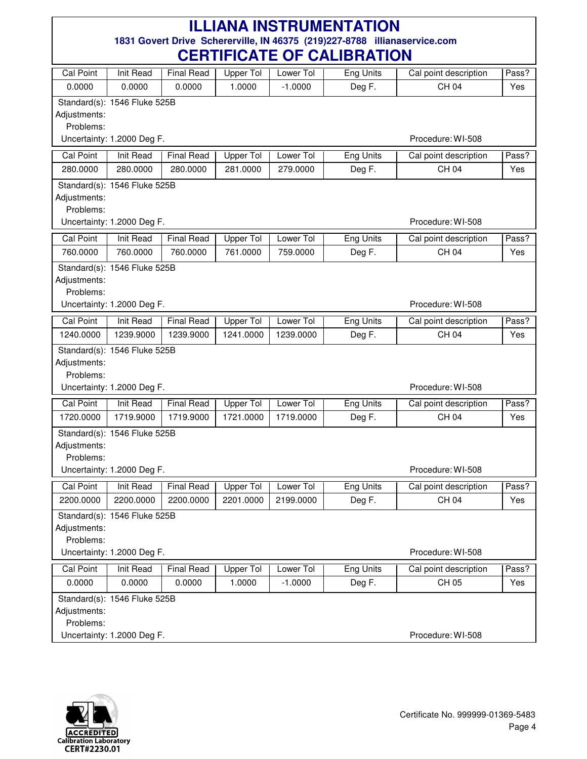# ILLIANA INSTRUMENTATION

**1831 Govert Drive Schererville, IN 46375 (219)227-8788 illianaservice.com**

## CERTIFICATE OF CALIBRATION

| Cal Point | Init Read | Final Read | Upper Tol | Lower Tol | Eng Units | Cal point description | Pass? |
|---|---|---|---|---|---|---|---|
| 0.0000 | 0.0000 | 0.0000 | 1.0000 | -1.0000 | Deg F. | CH 04 | Yes |

Standard(s): 1546 Fluke 525B
Adjustments:
Problems:
Uncertainty: 1.2000 Deg F.
Procedure: WI-508

| Cal Point | Init Read | Final Read | Upper Tol | Lower Tol | Eng Units | Cal point description | Pass? |
|---|---|---|---|---|---|---|---|
| 280.0000 | 280.0000 | 280.0000 | 281.0000 | 279.0000 | Deg F. | CH 04 | Yes |

Standard(s): 1546 Fluke 525B
Adjustments:
Problems:
Uncertainty: 1.2000 Deg F.
Procedure: WI-508

| Cal Point | Init Read | Final Read | Upper Tol | Lower Tol | Eng Units | Cal point description | Pass? |
|---|---|---|---|---|---|---|---|
| 760.0000 | 760.0000 | 760.0000 | 761.0000 | 759.0000 | Deg F. | CH 04 | Yes |

Standard(s): 1546 Fluke 525B
Adjustments:
Problems:
Uncertainty: 1.2000 Deg F.
Procedure: WI-508

| Cal Point | Init Read | Final Read | Upper Tol | Lower Tol | Eng Units | Cal point description | Pass? |
|---|---|---|---|---|---|---|---|
| 1240.0000 | 1239.9000 | 1239.9000 | 1241.0000 | 1239.0000 | Deg F. | CH 04 | Yes |

Standard(s): 1546 Fluke 525B
Adjustments:
Problems:
Uncertainty: 1.2000 Deg F.
Procedure: WI-508

| Cal Point | Init Read | Final Read | Upper Tol | Lower Tol | Eng Units | Cal point description | Pass? |
|---|---|---|---|---|---|---|---|
| 1720.0000 | 1719.9000 | 1719.9000 | 1721.0000 | 1719.0000 | Deg F. | CH 04 | Yes |

Standard(s): 1546 Fluke 525B
Adjustments:
Problems:
Uncertainty: 1.2000 Deg F.
Procedure: WI-508

| Cal Point | Init Read | Final Read | Upper Tol | Lower Tol | Eng Units | Cal point description | Pass? |
|---|---|---|---|---|---|---|---|
| 2200.0000 | 2200.0000 | 2200.0000 | 2201.0000 | 2199.0000 | Deg F. | CH 04 | Yes |

Standard(s): 1546 Fluke 525B
Adjustments:
Problems:
Uncertainty: 1.2000 Deg F.
Procedure: WI-508

| Cal Point | Init Read | Final Read | Upper Tol | Lower Tol | Eng Units | Cal point description | Pass? |
|---|---|---|---|---|---|---|---|
| 0.0000 | 0.0000 | 0.0000 | 1.0000 | -1.0000 | Deg F. | CH 05 | Yes |

Standard(s): 1546 Fluke 525B
Adjustments:
Problems:
Uncertainty: 1.2000 Deg F.
Procedure: WI-508

ACCREDITED
Calibration Laboratory
CERT#2230.01

Certificate No. 999999-01369-5483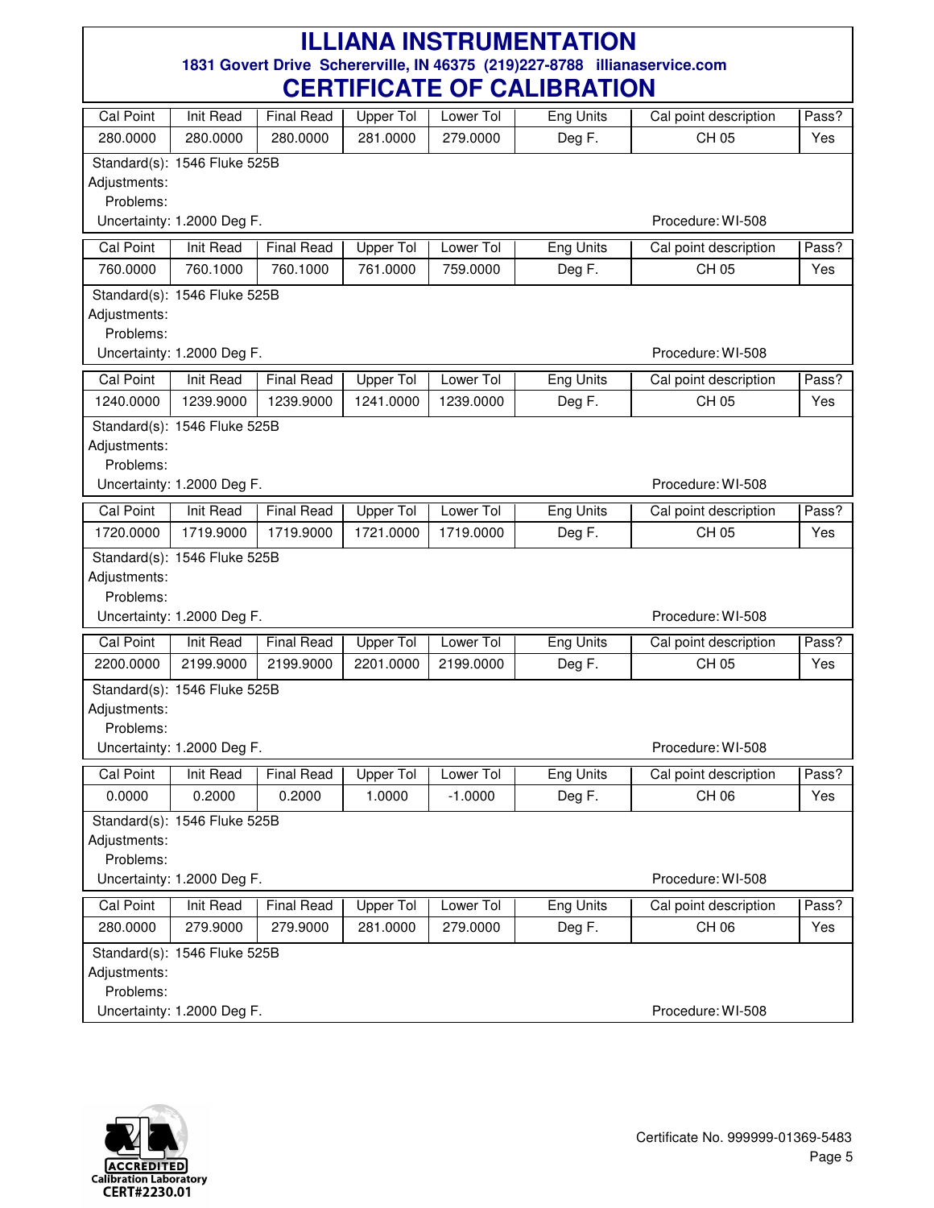# ILLIANA INSTRUMENTATION

**1831 Govert Drive Schererville, IN 46375 (219)227-8788 illianaservice.com**

## CERTIFICATE OF CALIBRATION

| Cal Point | Init Read | Final Read | Upper Tol | Lower Tol | Eng Units | Cal point description | Pass? |
|---|---|---|---|---|---|---|---|
| 280.0000 | 280.0000 | 280.0000 | 281.0000 | 279.0000 | Deg F. | CH 05 | Yes |

Standard(s): 1546 Fluke 525B
Adjustments:
Problems:
Uncertainty: 1.2000 Deg F. Procedure: WI-508

| Cal Point | Init Read | Final Read | Upper Tol | Lower Tol | Eng Units | Cal point description | Pass? |
|---|---|---|---|---|---|---|---|
| 760.0000 | 760.1000 | 760.1000 | 761.0000 | 759.0000 | Deg F. | CH 05 | Yes |

Standard(s): 1546 Fluke 525B
Adjustments:
Problems:
Uncertainty: 1.2000 Deg F. Procedure: WI-508

| Cal Point | Init Read | Final Read | Upper Tol | Lower Tol | Eng Units | Cal point description | Pass? |
|---|---|---|---|---|---|---|---|
| 1240.0000 | 1239.9000 | 1239.9000 | 1241.0000 | 1239.0000 | Deg F. | CH 05 | Yes |

Standard(s): 1546 Fluke 525B
Adjustments:
Problems:
Uncertainty: 1.2000 Deg F. Procedure: WI-508

| Cal Point | Init Read | Final Read | Upper Tol | Lower Tol | Eng Units | Cal point description | Pass? |
|---|---|---|---|---|---|---|---|
| 1720.0000 | 1719.9000 | 1719.9000 | 1721.0000 | 1719.0000 | Deg F. | CH 05 | Yes |

Standard(s): 1546 Fluke 525B
Adjustments:
Problems:
Uncertainty: 1.2000 Deg F. Procedure: WI-508

| Cal Point | Init Read | Final Read | Upper Tol | Lower Tol | Eng Units | Cal point description | Pass? |
|---|---|---|---|---|---|---|---|
| 2200.0000 | 2199.9000 | 2199.9000 | 2201.0000 | 2199.0000 | Deg F. | CH 05 | Yes |

Standard(s): 1546 Fluke 525B
Adjustments:
Problems:
Uncertainty: 1.2000 Deg F. Procedure: WI-508

| Cal Point | Init Read | Final Read | Upper Tol | Lower Tol | Eng Units | Cal point description | Pass? |
|---|---|---|---|---|---|---|---|
| 0.0000 | 0.2000 | 0.2000 | 1.0000 | -1.0000 | Deg F. | CH 06 | Yes |

Standard(s): 1546 Fluke 525B
Adjustments:
Problems:
Uncertainty: 1.2000 Deg F. Procedure: WI-508

| Cal Point | Init Read | Final Read | Upper Tol | Lower Tol | Eng Units | Cal point description | Pass? |
|---|---|---|---|---|---|---|---|
| 280.0000 | 279.9000 | 279.9000 | 281.0000 | 279.0000 | Deg F. | CH 06 | Yes |

Standard(s): 1546 Fluke 525B
Adjustments:
Problems:
Uncertainty: 1.2000 Deg F. Procedure: WI-508

ACCREDITED Calibration Laboratory CERT#2230.01

Certificate No. 999999-01369-5483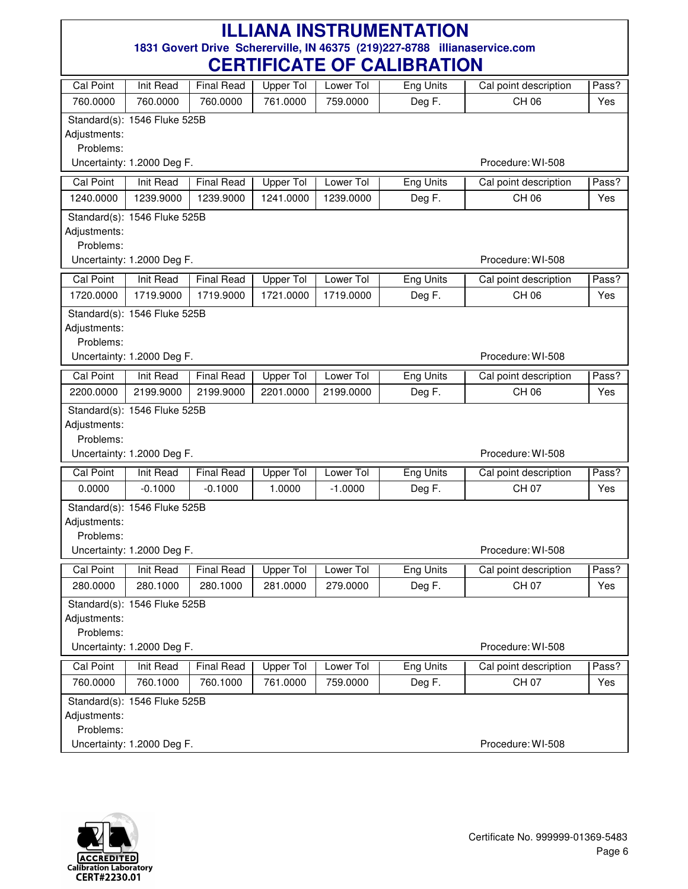# ILLIANA INSTRUMENTATION

**1831 Govert Drive Schererville, IN 46375 (219)227-8788 illianaservice.com**

# CERTIFICATE OF CALIBRATION

| Cal Point | Init Read | Final Read | Upper Tol | Lower Tol | Eng Units | Cal point description | Pass? |
|---|---|---|---|---|---|---|---|
| 760.0000 | 760.0000 | 760.0000 | 761.0000 | 759.0000 | Deg F. | CH 06 | Yes |

Standard(s): 1546 Fluke 525B
Adjustments:
Problems:
Uncertainty: 1.2000 Deg F. Procedure: WI-508

| Cal Point | Init Read | Final Read | Upper Tol | Lower Tol | Eng Units | Cal point description | Pass? |
|---|---|---|---|---|---|---|---|
| 1240.0000 | 1239.9000 | 1239.9000 | 1241.0000 | 1239.0000 | Deg F. | CH 06 | Yes |

Standard(s): 1546 Fluke 525B
Adjustments:
Problems:
Uncertainty: 1.2000 Deg F. Procedure: WI-508

| Cal Point | Init Read | Final Read | Upper Tol | Lower Tol | Eng Units | Cal point description | Pass? |
|---|---|---|---|---|---|---|---|
| 1720.0000 | 1719.9000 | 1719.9000 | 1721.0000 | 1719.0000 | Deg F. | CH 06 | Yes |

Standard(s): 1546 Fluke 525B
Adjustments:
Problems:
Uncertainty: 1.2000 Deg F. Procedure: WI-508

| Cal Point | Init Read | Final Read | Upper Tol | Lower Tol | Eng Units | Cal point description | Pass? |
|---|---|---|---|---|---|---|---|
| 2200.0000 | 2199.9000 | 2199.9000 | 2201.0000 | 2199.0000 | Deg F. | CH 06 | Yes |

Standard(s): 1546 Fluke 525B
Adjustments:
Problems:
Uncertainty: 1.2000 Deg F. Procedure: WI-508

| Cal Point | Init Read | Final Read | Upper Tol | Lower Tol | Eng Units | Cal point description | Pass? |
|---|---|---|---|---|---|---|---|
| 0.0000 | -0.1000 | -0.1000 | 1.0000 | -1.0000 | Deg F. | CH 07 | Yes |

Standard(s): 1546 Fluke 525B
Adjustments:
Problems:
Uncertainty: 1.2000 Deg F. Procedure: WI-508

| Cal Point | Init Read | Final Read | Upper Tol | Lower Tol | Eng Units | Cal point description | Pass? |
|---|---|---|---|---|---|---|---|
| 280.0000 | 280.1000 | 280.1000 | 281.0000 | 279.0000 | Deg F. | CH 07 | Yes |

Standard(s): 1546 Fluke 525B
Adjustments:
Problems:
Uncertainty: 1.2000 Deg F. Procedure: WI-508

| Cal Point | Init Read | Final Read | Upper Tol | Lower Tol | Eng Units | Cal point description | Pass? |
|---|---|---|---|---|---|---|---|
| 760.0000 | 760.1000 | 760.1000 | 761.0000 | 759.0000 | Deg F. | CH 07 | Yes |

Standard(s): 1546 Fluke 525B
Adjustments:
Problems:
Uncertainty: 1.2000 Deg F. Procedure: WI-508

ACCREDITED Calibration Laboratory CERT#2230.01

Certificate No. 999999-01369-5483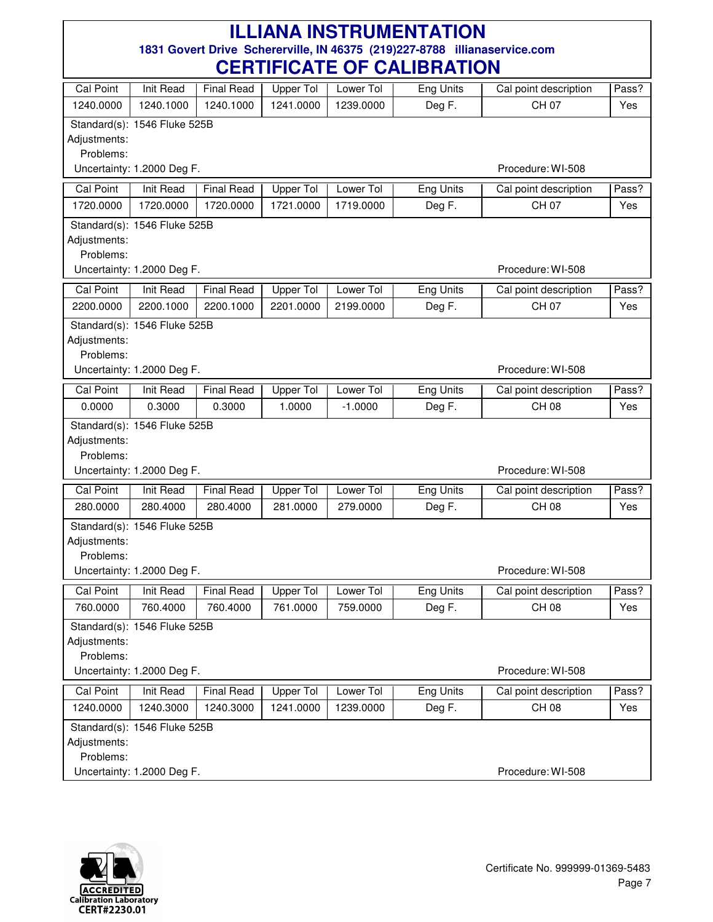# ILLIANA INSTRUMENTATION

**1831 Govert Drive Schererville, IN 46375 (219)227-8788 illianaservice.com**

## CERTIFICATE OF CALIBRATION

| Cal Point | Init Read | Final Read | Upper Tol | Lower Tol | Eng Units | Cal point description | Pass? |
|---|---|---|---|---|---|---|---|
| 1240.0000 | 1240.1000 | 1240.1000 | 1241.0000 | 1239.0000 | Deg F. | CH 07 | Yes |

Standard(s): 1546 Fluke 525B
Adjustments:
Problems:
Uncertainty: 1.2000 Deg F. Procedure: WI-508

| Cal Point | Init Read | Final Read | Upper Tol | Lower Tol | Eng Units | Cal point description | Pass? |
|---|---|---|---|---|---|---|---|
| 1720.0000 | 1720.0000 | 1720.0000 | 1721.0000 | 1719.0000 | Deg F. | CH 07 | Yes |

Standard(s): 1546 Fluke 525B
Adjustments:
Problems:
Uncertainty: 1.2000 Deg F. Procedure: WI-508

| Cal Point | Init Read | Final Read | Upper Tol | Lower Tol | Eng Units | Cal point description | Pass? |
|---|---|---|---|---|---|---|---|
| 2200.0000 | 2200.1000 | 2200.1000 | 2201.0000 | 2199.0000 | Deg F. | CH 07 | Yes |

Standard(s): 1546 Fluke 525B
Adjustments:
Problems:
Uncertainty: 1.2000 Deg F. Procedure: WI-508

| Cal Point | Init Read | Final Read | Upper Tol | Lower Tol | Eng Units | Cal point description | Pass? |
|---|---|---|---|---|---|---|---|
| 0.0000 | 0.3000 | 0.3000 | 1.0000 | -1.0000 | Deg F. | CH 08 | Yes |

Standard(s): 1546 Fluke 525B
Adjustments:
Problems:
Uncertainty: 1.2000 Deg F. Procedure: WI-508

| Cal Point | Init Read | Final Read | Upper Tol | Lower Tol | Eng Units | Cal point description | Pass? |
|---|---|---|---|---|---|---|---|
| 280.0000 | 280.4000 | 280.4000 | 281.0000 | 279.0000 | Deg F. | CH 08 | Yes |

Standard(s): 1546 Fluke 525B
Adjustments:
Problems:
Uncertainty: 1.2000 Deg F. Procedure: WI-508

| Cal Point | Init Read | Final Read | Upper Tol | Lower Tol | Eng Units | Cal point description | Pass? |
|---|---|---|---|---|---|---|---|
| 760.0000 | 760.4000 | 760.4000 | 761.0000 | 759.0000 | Deg F. | CH 08 | Yes |

Standard(s): 1546 Fluke 525B
Adjustments:
Problems:
Uncertainty: 1.2000 Deg F. Procedure: WI-508

| Cal Point | Init Read | Final Read | Upper Tol | Lower Tol | Eng Units | Cal point description | Pass? |
|---|---|---|---|---|---|---|---|
| 1240.0000 | 1240.3000 | 1240.3000 | 1241.0000 | 1239.0000 | Deg F. | CH 08 | Yes |

Standard(s): 1546 Fluke 525B
Adjustments:
Problems:
Uncertainty: 1.2000 Deg F. Procedure: WI-508

ACCREDITED Calibration Laboratory CERT#2230.01

Certificate No. 999999-01369-5483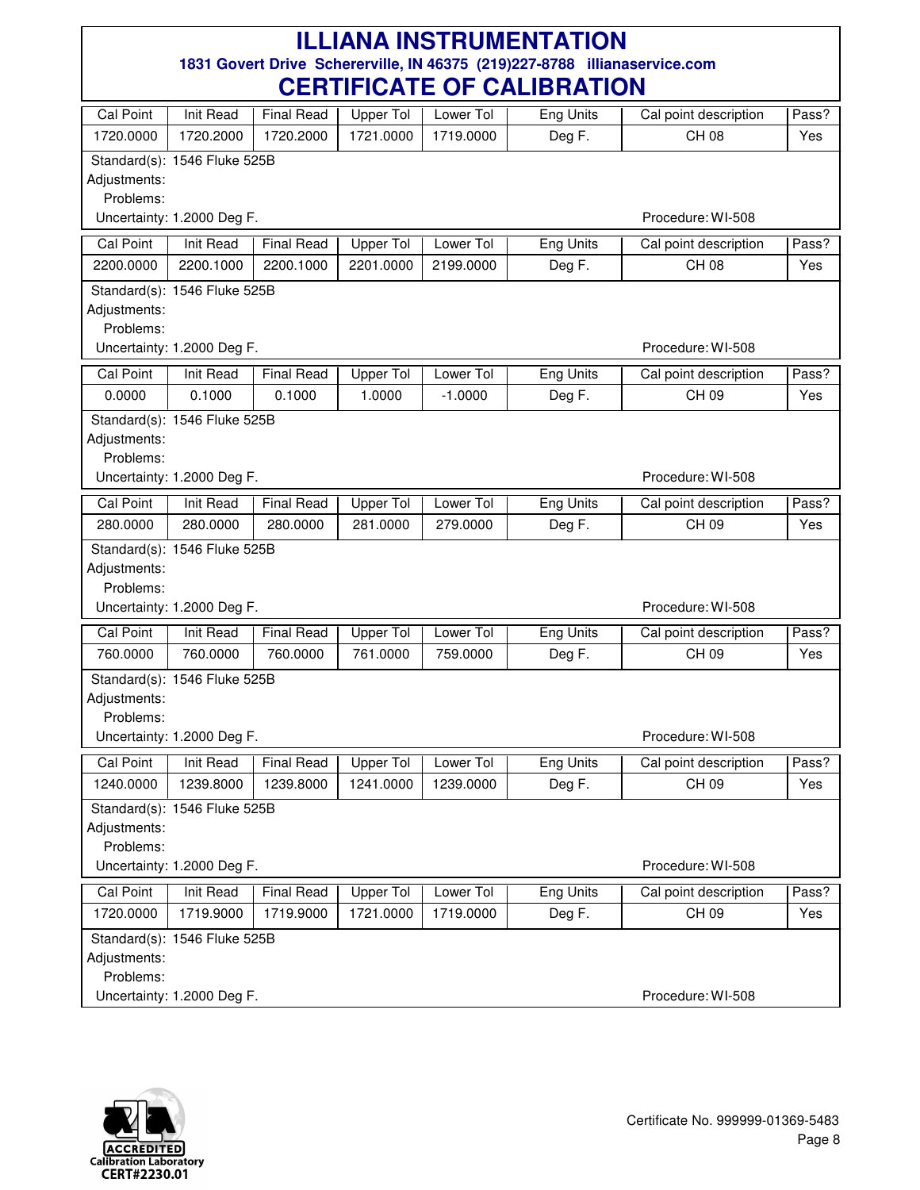# ILLIANA INSTRUMENTATION

**1831 Govert Drive Schererville, IN 46375 (219)227-8788 illianaservice.com**

## CERTIFICATE OF CALIBRATION

| Cal Point | Init Read | Final Read | Upper Tol | Lower Tol | Eng Units | Cal point description | Pass? |
|---|---|---|---|---|---|---|---|
| 1720.0000 | 1720.2000 | 1720.2000 | 1721.0000 | 1719.0000 | Deg F. | CH 08 | Yes |

Standard(s): 1546 Fluke 525B
Adjustments:
Problems:
Uncertainty: 1.2000 Deg F. Procedure: WI-508

| Cal Point | Init Read | Final Read | Upper Tol | Lower Tol | Eng Units | Cal point description | Pass? |
|---|---|---|---|---|---|---|---|
| 2200.0000 | 2200.1000 | 2200.1000 | 2201.0000 | 2199.0000 | Deg F. | CH 08 | Yes |

Standard(s): 1546 Fluke 525B
Adjustments:
Problems:
Uncertainty: 1.2000 Deg F. Procedure: WI-508

| Cal Point | Init Read | Final Read | Upper Tol | Lower Tol | Eng Units | Cal point description | Pass? |
|---|---|---|---|---|---|---|---|
| 0.0000 | 0.1000 | 0.1000 | 1.0000 | -1.0000 | Deg F. | CH 09 | Yes |

Standard(s): 1546 Fluke 525B
Adjustments:
Problems:
Uncertainty: 1.2000 Deg F. Procedure: WI-508

| Cal Point | Init Read | Final Read | Upper Tol | Lower Tol | Eng Units | Cal point description | Pass? |
|---|---|---|---|---|---|---|---|
| 280.0000 | 280.0000 | 280.0000 | 281.0000 | 279.0000 | Deg F. | CH 09 | Yes |

Standard(s): 1546 Fluke 525B
Adjustments:
Problems:
Uncertainty: 1.2000 Deg F. Procedure: WI-508

| Cal Point | Init Read | Final Read | Upper Tol | Lower Tol | Eng Units | Cal point description | Pass? |
|---|---|---|---|---|---|---|---|
| 760.0000 | 760.0000 | 760.0000 | 761.0000 | 759.0000 | Deg F. | CH 09 | Yes |

Standard(s): 1546 Fluke 525B
Adjustments:
Problems:
Uncertainty: 1.2000 Deg F. Procedure: WI-508

| Cal Point | Init Read | Final Read | Upper Tol | Lower Tol | Eng Units | Cal point description | Pass? |
|---|---|---|---|---|---|---|---|
| 1240.0000 | 1239.8000 | 1239.8000 | 1241.0000 | 1239.0000 | Deg F. | CH 09 | Yes |

Standard(s): 1546 Fluke 525B
Adjustments:
Problems:
Uncertainty: 1.2000 Deg F. Procedure: WI-508

| Cal Point | Init Read | Final Read | Upper Tol | Lower Tol | Eng Units | Cal point description | Pass? |
|---|---|---|---|---|---|---|---|
| 1720.0000 | 1719.9000 | 1719.9000 | 1721.0000 | 1719.0000 | Deg F. | CH 09 | Yes |

Standard(s): 1546 Fluke 525B
Adjustments:
Problems:
Uncertainty: 1.2000 Deg F. Procedure: WI-508

ACCREDITED Calibration Laboratory CERT#2230.01

Certificate No. 999999-01369-5483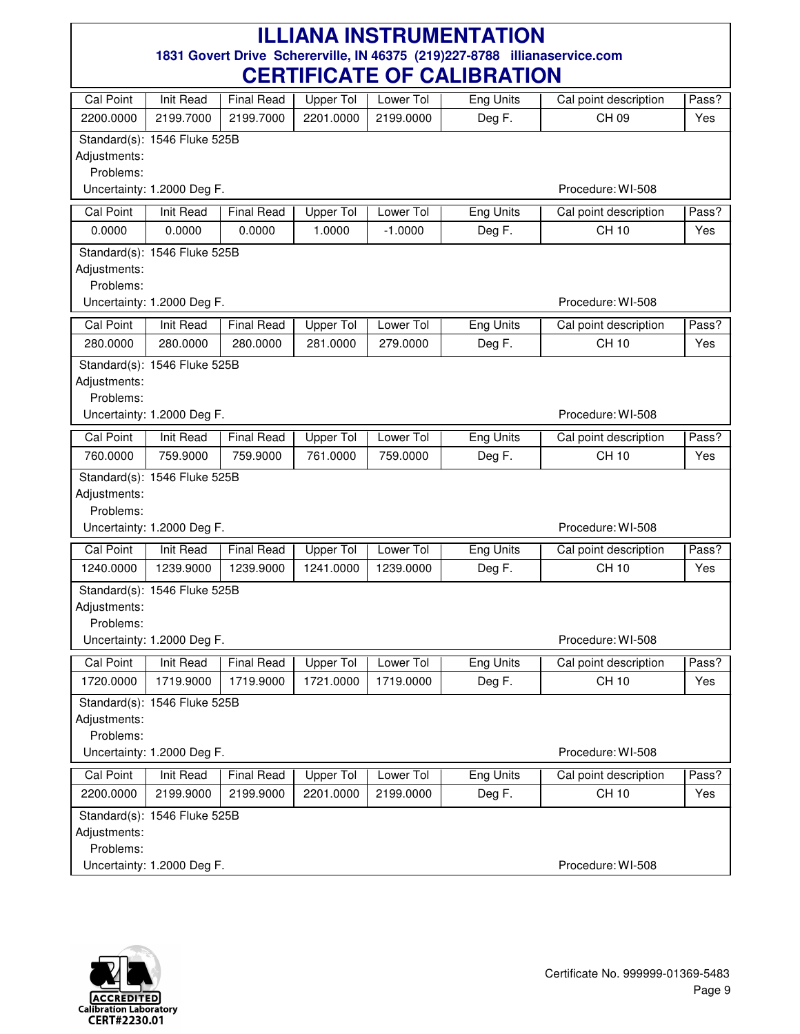# ILLIANA INSTRUMENTATION

**1831 Govert Drive Schererville, IN 46375 (219)227-8788 illianaservice.com**

# CERTIFICATE OF CALIBRATION

| Cal Point | Init Read | Final Read | Upper Tol | Lower Tol | Eng Units | Cal point description | Pass? |
|---|---|---|---|---|---|---|---|
| 2200.0000 | 2199.7000 | 2199.7000 | 2201.0000 | 2199.0000 | Deg F. | CH 09 | Yes |

Standard(s): 1546 Fluke 525B
Adjustments:
Problems:
Uncertainty: 1.2000 Deg F. Procedure: WI-508

| Cal Point | Init Read | Final Read | Upper Tol | Lower Tol | Eng Units | Cal point description | Pass? |
|---|---|---|---|---|---|---|---|
| 0.0000 | 0.0000 | 0.0000 | 1.0000 | -1.0000 | Deg F. | CH 10 | Yes |

Standard(s): 1546 Fluke 525B
Adjustments:
Problems:
Uncertainty: 1.2000 Deg F. Procedure: WI-508

| Cal Point | Init Read | Final Read | Upper Tol | Lower Tol | Eng Units | Cal point description | Pass? |
|---|---|---|---|---|---|---|---|
| 280.0000 | 280.0000 | 280.0000 | 281.0000 | 279.0000 | Deg F. | CH 10 | Yes |

Standard(s): 1546 Fluke 525B
Adjustments:
Problems:
Uncertainty: 1.2000 Deg F. Procedure: WI-508

| Cal Point | Init Read | Final Read | Upper Tol | Lower Tol | Eng Units | Cal point description | Pass? |
|---|---|---|---|---|---|---|---|
| 760.0000 | 759.9000 | 759.9000 | 761.0000 | 759.0000 | Deg F. | CH 10 | Yes |

Standard(s): 1546 Fluke 525B
Adjustments:
Problems:
Uncertainty: 1.2000 Deg F. Procedure: WI-508

| Cal Point | Init Read | Final Read | Upper Tol | Lower Tol | Eng Units | Cal point description | Pass? |
|---|---|---|---|---|---|---|---|
| 1240.0000 | 1239.9000 | 1239.9000 | 1241.0000 | 1239.0000 | Deg F. | CH 10 | Yes |

Standard(s): 1546 Fluke 525B
Adjustments:
Problems:
Uncertainty: 1.2000 Deg F. Procedure: WI-508

| Cal Point | Init Read | Final Read | Upper Tol | Lower Tol | Eng Units | Cal point description | Pass? |
|---|---|---|---|---|---|---|---|
| 1720.0000 | 1719.9000 | 1719.9000 | 1721.0000 | 1719.0000 | Deg F. | CH 10 | Yes |

Standard(s): 1546 Fluke 525B
Adjustments:
Problems:
Uncertainty: 1.2000 Deg F. Procedure: WI-508

| Cal Point | Init Read | Final Read | Upper Tol | Lower Tol | Eng Units | Cal point description | Pass? |
|---|---|---|---|---|---|---|---|
| 2200.0000 | 2199.9000 | 2199.9000 | 2201.0000 | 2199.0000 | Deg F. | CH 10 | Yes |

Standard(s): 1546 Fluke 525B
Adjustments:
Problems:
Uncertainty: 1.2000 Deg F. Procedure: WI-508

ACCREDITED Calibration Laboratory CERT#2230.01

Certificate No. 999999-01369-5483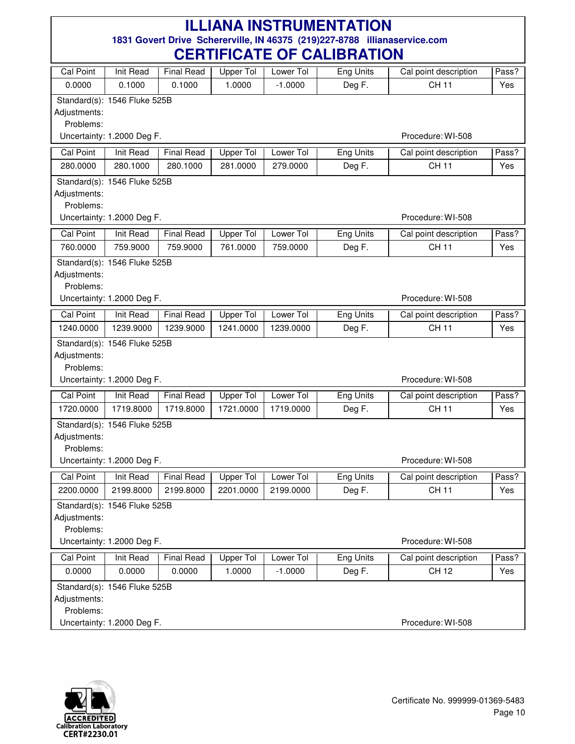# ILLIANA INSTRUMENTATION

**1831 Govert Drive Schererville, IN 46375 (219)227-8788 illianaservice.com**

## CERTIFICATE OF CALIBRATION

| Cal Point | Init Read | Final Read | Upper Tol | Lower Tol | Eng Units | Cal point description | Pass? |
|---|---|---|---|---|---|---|---|
| 0.0000 | 0.1000 | 0.1000 | 1.0000 | -1.0000 | Deg F. | CH 11 | Yes |

Standard(s): 1546 Fluke 525B
Adjustments:
Problems:
Uncertainty: 1.2000 Deg F. Procedure: WI-508

| Cal Point | Init Read | Final Read | Upper Tol | Lower Tol | Eng Units | Cal point description | Pass? |
|---|---|---|---|---|---|---|---|
| 280.0000 | 280.1000 | 280.1000 | 281.0000 | 279.0000 | Deg F. | CH 11 | Yes |

Standard(s): 1546 Fluke 525B
Adjustments:
Problems:
Uncertainty: 1.2000 Deg F. Procedure: WI-508

| Cal Point | Init Read | Final Read | Upper Tol | Lower Tol | Eng Units | Cal point description | Pass? |
|---|---|---|---|---|---|---|---|
| 760.0000 | 759.9000 | 759.9000 | 761.0000 | 759.0000 | Deg F. | CH 11 | Yes |

Standard(s): 1546 Fluke 525B
Adjustments:
Problems:
Uncertainty: 1.2000 Deg F. Procedure: WI-508

| Cal Point | Init Read | Final Read | Upper Tol | Lower Tol | Eng Units | Cal point description | Pass? |
|---|---|---|---|---|---|---|---|
| 1240.0000 | 1239.9000 | 1239.9000 | 1241.0000 | 1239.0000 | Deg F. | CH 11 | Yes |

Standard(s): 1546 Fluke 525B
Adjustments:
Problems:
Uncertainty: 1.2000 Deg F. Procedure: WI-508

| Cal Point | Init Read | Final Read | Upper Tol | Lower Tol | Eng Units | Cal point description | Pass? |
|---|---|---|---|---|---|---|---|
| 1720.0000 | 1719.8000 | 1719.8000 | 1721.0000 | 1719.0000 | Deg F. | CH 11 | Yes |

Standard(s): 1546 Fluke 525B
Adjustments:
Problems:
Uncertainty: 1.2000 Deg F. Procedure: WI-508

| Cal Point | Init Read | Final Read | Upper Tol | Lower Tol | Eng Units | Cal point description | Pass? |
|---|---|---|---|---|---|---|---|
| 2200.0000 | 2199.8000 | 2199.8000 | 2201.0000 | 2199.0000 | Deg F. | CH 11 | Yes |

Standard(s): 1546 Fluke 525B
Adjustments:
Problems:
Uncertainty: 1.2000 Deg F. Procedure: WI-508

| Cal Point | Init Read | Final Read | Upper Tol | Lower Tol | Eng Units | Cal point description | Pass? |
|---|---|---|---|---|---|---|---|
| 0.0000 | 0.0000 | 0.0000 | 1.0000 | -1.0000 | Deg F. | CH 12 | Yes |

Standard(s): 1546 Fluke 525B
Adjustments:
Problems:
Uncertainty: 1.2000 Deg F. Procedure: WI-508

ACCREDITED Calibration Laboratory CERT#2230.01

Certificate No. 999999-01369-5483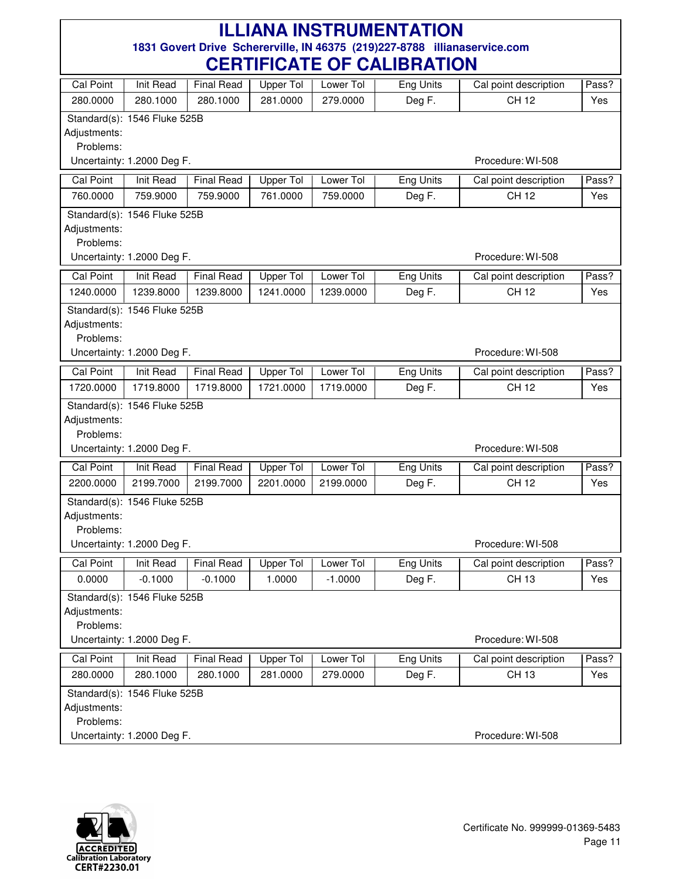# ILLIANA INSTRUMENTATION

**1831 Govert Drive Schererville, IN 46375 (219)227-8788 illianaservice.com**

# CERTIFICATE OF CALIBRATION

| Cal Point | Init Read | Final Read | Upper Tol | Lower Tol | Eng Units | Cal point description | Pass? |
|---|---|---|---|---|---|---|---|
| 280.0000 | 280.1000 | 280.1000 | 281.0000 | 279.0000 | Deg F. | CH 12 | Yes |

Standard(s): 1546 Fluke 525B
Adjustments:
Problems:
Uncertainty: 1.2000 Deg F. Procedure: WI-508

| Cal Point | Init Read | Final Read | Upper Tol | Lower Tol | Eng Units | Cal point description | Pass? |
|---|---|---|---|---|---|---|---|
| 760.0000 | 759.9000 | 759.9000 | 761.0000 | 759.0000 | Deg F. | CH 12 | Yes |

Standard(s): 1546 Fluke 525B
Adjustments:
Problems:
Uncertainty: 1.2000 Deg F. Procedure: WI-508

| Cal Point | Init Read | Final Read | Upper Tol | Lower Tol | Eng Units | Cal point description | Pass? |
|---|---|---|---|---|---|---|---|
| 1240.0000 | 1239.8000 | 1239.8000 | 1241.0000 | 1239.0000 | Deg F. | CH 12 | Yes |

Standard(s): 1546 Fluke 525B
Adjustments:
Problems:
Uncertainty: 1.2000 Deg F. Procedure: WI-508

| Cal Point | Init Read | Final Read | Upper Tol | Lower Tol | Eng Units | Cal point description | Pass? |
|---|---|---|---|---|---|---|---|
| 1720.0000 | 1719.8000 | 1719.8000 | 1721.0000 | 1719.0000 | Deg F. | CH 12 | Yes |

Standard(s): 1546 Fluke 525B
Adjustments:
Problems:
Uncertainty: 1.2000 Deg F. Procedure: WI-508

| Cal Point | Init Read | Final Read | Upper Tol | Lower Tol | Eng Units | Cal point description | Pass? |
|---|---|---|---|---|---|---|---|
| 2200.0000 | 2199.7000 | 2199.7000 | 2201.0000 | 2199.0000 | Deg F. | CH 12 | Yes |

Standard(s): 1546 Fluke 525B
Adjustments:
Problems:
Uncertainty: 1.2000 Deg F. Procedure: WI-508

| Cal Point | Init Read | Final Read | Upper Tol | Lower Tol | Eng Units | Cal point description | Pass? |
|---|---|---|---|---|---|---|---|
| 0.0000 | -0.1000 | -0.1000 | 1.0000 | -1.0000 | Deg F. | CH 13 | Yes |

Standard(s): 1546 Fluke 525B
Adjustments:
Problems:
Uncertainty: 1.2000 Deg F. Procedure: WI-508

| Cal Point | Init Read | Final Read | Upper Tol | Lower Tol | Eng Units | Cal point description | Pass? |
|---|---|---|---|---|---|---|---|
| 280.0000 | 280.1000 | 280.1000 | 281.0000 | 279.0000 | Deg F. | CH 13 | Yes |

Standard(s): 1546 Fluke 525B
Adjustments:
Problems:
Uncertainty: 1.2000 Deg F. Procedure: WI-508

ACCREDITED Calibration Laboratory CERT#2230.01

Certificate No. 999999-01369-5483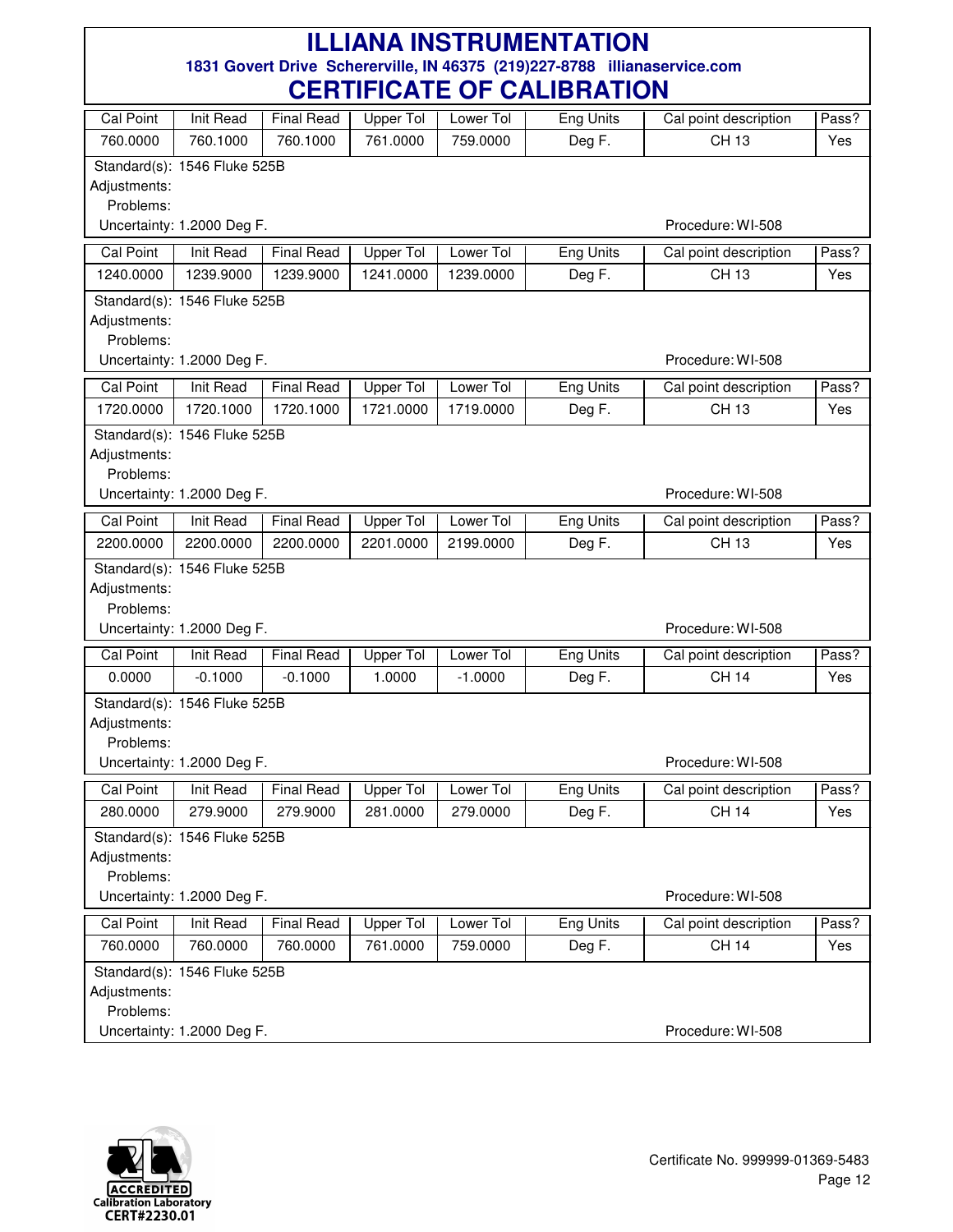# ILLIANA INSTRUMENTATION

**1831 Govert Drive Schererville, IN 46375 (219)227-8788 illianaservice.com**

# CERTIFICATE OF CALIBRATION

| Cal Point | Init Read | Final Read | Upper Tol | Lower Tol | Eng Units | Cal point description | Pass? |
|---|---|---|---|---|---|---|---|
| 760.0000 | 760.1000 | 760.1000 | 761.0000 | 759.0000 | Deg F. | CH 13 | Yes |

Standard(s): 1546 Fluke 525B
Adjustments:
Problems:
Uncertainty: 1.2000 Deg F. Procedure: WI-508

| Cal Point | Init Read | Final Read | Upper Tol | Lower Tol | Eng Units | Cal point description | Pass? |
|---|---|---|---|---|---|---|---|
| 1240.0000 | 1239.9000 | 1239.9000 | 1241.0000 | 1239.0000 | Deg F. | CH 13 | Yes |

Standard(s): 1546 Fluke 525B
Adjustments:
Problems:
Uncertainty: 1.2000 Deg F. Procedure: WI-508

| Cal Point | Init Read | Final Read | Upper Tol | Lower Tol | Eng Units | Cal point description | Pass? |
|---|---|---|---|---|---|---|---|
| 1720.0000 | 1720.1000 | 1720.1000 | 1721.0000 | 1719.0000 | Deg F. | CH 13 | Yes |

Standard(s): 1546 Fluke 525B
Adjustments:
Problems:
Uncertainty: 1.2000 Deg F. Procedure: WI-508

| Cal Point | Init Read | Final Read | Upper Tol | Lower Tol | Eng Units | Cal point description | Pass? |
|---|---|---|---|---|---|---|---|
| 2200.0000 | 2200.0000 | 2200.0000 | 2201.0000 | 2199.0000 | Deg F. | CH 13 | Yes |

Standard(s): 1546 Fluke 525B
Adjustments:
Problems:
Uncertainty: 1.2000 Deg F. Procedure: WI-508

| Cal Point | Init Read | Final Read | Upper Tol | Lower Tol | Eng Units | Cal point description | Pass? |
|---|---|---|---|---|---|---|---|
| 0.0000 | -0.1000 | -0.1000 | 1.0000 | -1.0000 | Deg F. | CH 14 | Yes |

Standard(s): 1546 Fluke 525B
Adjustments:
Problems:
Uncertainty: 1.2000 Deg F. Procedure: WI-508

| Cal Point | Init Read | Final Read | Upper Tol | Lower Tol | Eng Units | Cal point description | Pass? |
|---|---|---|---|---|---|---|---|
| 280.0000 | 279.9000 | 279.9000 | 281.0000 | 279.0000 | Deg F. | CH 14 | Yes |

Standard(s): 1546 Fluke 525B
Adjustments:
Problems:
Uncertainty: 1.2000 Deg F. Procedure: WI-508

| Cal Point | Init Read | Final Read | Upper Tol | Lower Tol | Eng Units | Cal point description | Pass? |
|---|---|---|---|---|---|---|---|
| 760.0000 | 760.0000 | 760.0000 | 761.0000 | 759.0000 | Deg F. | CH 14 | Yes |

Standard(s): 1546 Fluke 525B
Adjustments:
Problems:
Uncertainty: 1.2000 Deg F. Procedure: WI-508

ACCREDITED
Calibration Laboratory
CERT#2230.01

Certificate No. 999999-01369-5483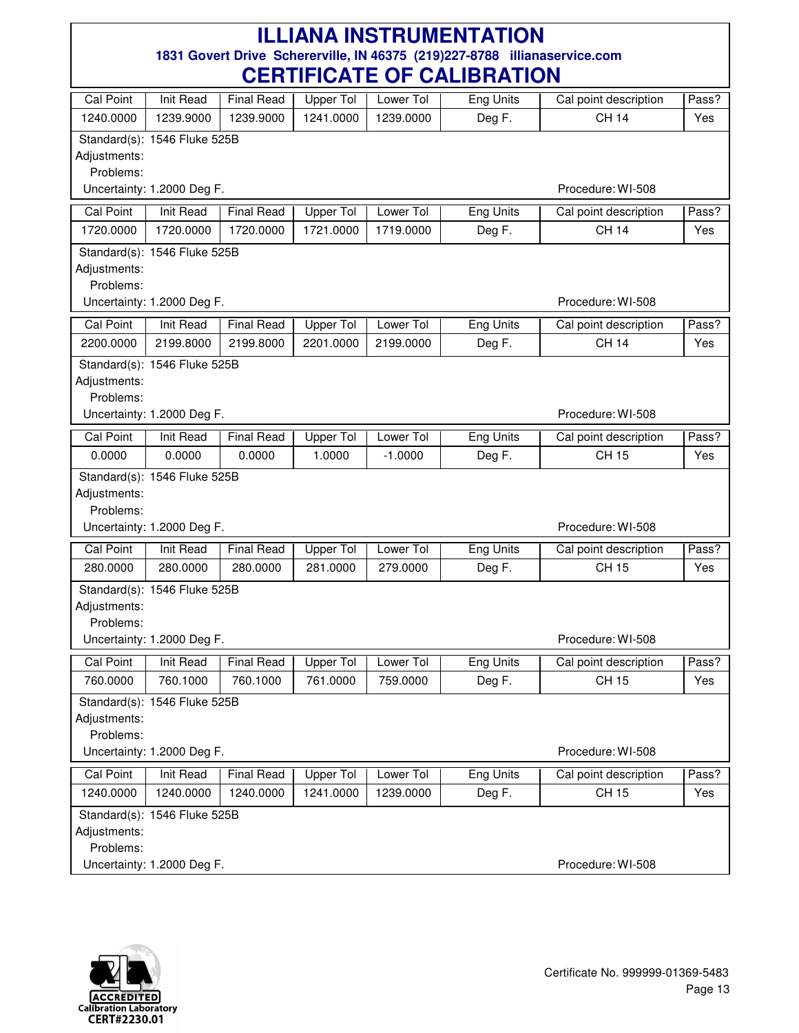# ILLIANA INSTRUMENTATION

**1831 Govert Drive Schererville, IN 46375 (219)227-8788 illianaservice.com**

# CERTIFICATE OF CALIBRATION

| Cal Point | Init Read | Final Read | Upper Tol | Lower Tol | Eng Units | Cal point description | Pass? |
|---|---|---|---|---|---|---|---|
| 1240.0000 | 1239.9000 | 1239.9000 | 1241.0000 | 1239.0000 | Deg F. | CH 14 | Yes |

Standard(s): 1546 Fluke 525B
Adjustments:
Problems:
Uncertainty: 1.2000 Deg F. Procedure: WI-508

| Cal Point | Init Read | Final Read | Upper Tol | Lower Tol | Eng Units | Cal point description | Pass? |
|---|---|---|---|---|---|---|---|
| 1720.0000 | 1720.0000 | 1720.0000 | 1721.0000 | 1719.0000 | Deg F. | CH 14 | Yes |

Standard(s): 1546 Fluke 525B
Adjustments:
Problems:
Uncertainty: 1.2000 Deg F. Procedure: WI-508

| Cal Point | Init Read | Final Read | Upper Tol | Lower Tol | Eng Units | Cal point description | Pass? |
|---|---|---|---|---|---|---|---|
| 2200.0000 | 2199.8000 | 2199.8000 | 2201.0000 | 2199.0000 | Deg F. | CH 14 | Yes |

Standard(s): 1546 Fluke 525B
Adjustments:
Problems:
Uncertainty: 1.2000 Deg F. Procedure: WI-508

| Cal Point | Init Read | Final Read | Upper Tol | Lower Tol | Eng Units | Cal point description | Pass? |
|---|---|---|---|---|---|---|---|
| 0.0000 | 0.0000 | 0.0000 | 1.0000 | -1.0000 | Deg F. | CH 15 | Yes |

Standard(s): 1546 Fluke 525B
Adjustments:
Problems:
Uncertainty: 1.2000 Deg F. Procedure: WI-508

| Cal Point | Init Read | Final Read | Upper Tol | Lower Tol | Eng Units | Cal point description | Pass? |
|---|---|---|---|---|---|---|---|
| 280.0000 | 280.0000 | 280.0000 | 281.0000 | 279.0000 | Deg F. | CH 15 | Yes |

Standard(s): 1546 Fluke 525B
Adjustments:
Problems:
Uncertainty: 1.2000 Deg F. Procedure: WI-508

| Cal Point | Init Read | Final Read | Upper Tol | Lower Tol | Eng Units | Cal point description | Pass? |
|---|---|---|---|---|---|---|---|
| 760.0000 | 760.1000 | 760.1000 | 761.0000 | 759.0000 | Deg F. | CH 15 | Yes |

Standard(s): 1546 Fluke 525B
Adjustments:
Problems:
Uncertainty: 1.2000 Deg F. Procedure: WI-508

| Cal Point | Init Read | Final Read | Upper Tol | Lower Tol | Eng Units | Cal point description | Pass? |
|---|---|---|---|---|---|---|---|
| 1240.0000 | 1240.0000 | 1240.0000 | 1241.0000 | 1239.0000 | Deg F. | CH 15 | Yes |

Standard(s): 1546 Fluke 525B
Adjustments:
Problems:
Uncertainty: 1.2000 Deg F. Procedure: WI-508

ACCREDITED Calibration Laboratory CERT#2230.01

Certificate No. 999999-01369-5483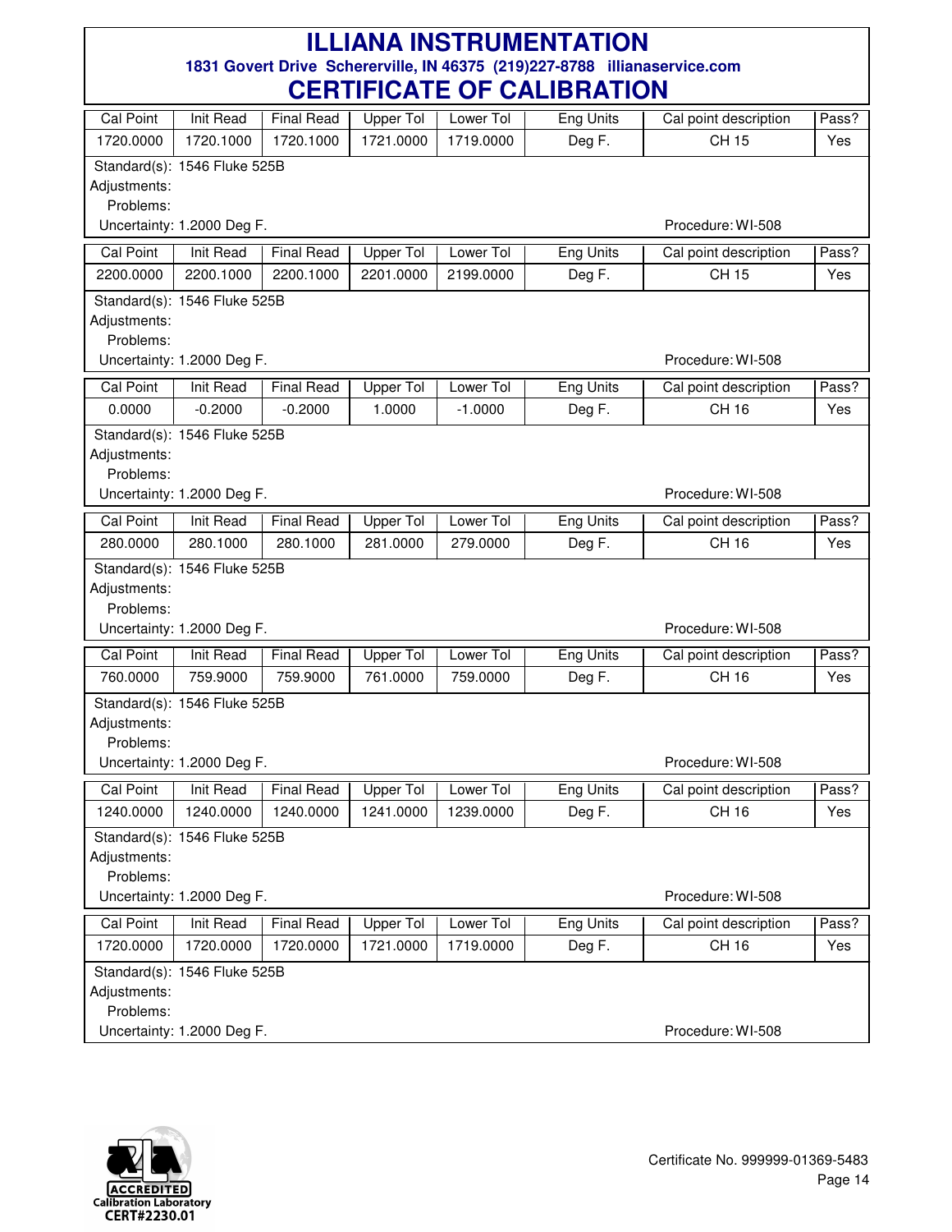# ILLIANA INSTRUMENTATION

**1831 Govert Drive Schererville, IN 46375 (219)227-8788 illianaservice.com**

# CERTIFICATE OF CALIBRATION

| Cal Point | Init Read | Final Read | Upper Tol | Lower Tol | Eng Units | Cal point description | Pass? |
|---|---|---|---|---|---|---|---|
| 1720.0000 | 1720.1000 | 1720.1000 | 1721.0000 | 1719.0000 | Deg F. | CH 15 | Yes |

Standard(s): 1546 Fluke 525B
Adjustments:
Problems:
Uncertainty: 1.2000 Deg F. Procedure: WI-508

| Cal Point | Init Read | Final Read | Upper Tol | Lower Tol | Eng Units | Cal point description | Pass? |
|---|---|---|---|---|---|---|---|
| 2200.0000 | 2200.1000 | 2200.1000 | 2201.0000 | 2199.0000 | Deg F. | CH 15 | Yes |

Standard(s): 1546 Fluke 525B
Adjustments:
Problems:
Uncertainty: 1.2000 Deg F. Procedure: WI-508

| Cal Point | Init Read | Final Read | Upper Tol | Lower Tol | Eng Units | Cal point description | Pass? |
|---|---|---|---|---|---|---|---|
| 0.0000 | -0.2000 | -0.2000 | 1.0000 | -1.0000 | Deg F. | CH 16 | Yes |

Standard(s): 1546 Fluke 525B
Adjustments:
Problems:
Uncertainty: 1.2000 Deg F. Procedure: WI-508

| Cal Point | Init Read | Final Read | Upper Tol | Lower Tol | Eng Units | Cal point description | Pass? |
|---|---|---|---|---|---|---|---|
| 280.0000 | 280.1000 | 280.1000 | 281.0000 | 279.0000 | Deg F. | CH 16 | Yes |

Standard(s): 1546 Fluke 525B
Adjustments:
Problems:
Uncertainty: 1.2000 Deg F. Procedure: WI-508

| Cal Point | Init Read | Final Read | Upper Tol | Lower Tol | Eng Units | Cal point description | Pass? |
|---|---|---|---|---|---|---|---|
| 760.0000 | 759.9000 | 759.9000 | 761.0000 | 759.0000 | Deg F. | CH 16 | Yes |

Standard(s): 1546 Fluke 525B
Adjustments:
Problems:
Uncertainty: 1.2000 Deg F. Procedure: WI-508

| Cal Point | Init Read | Final Read | Upper Tol | Lower Tol | Eng Units | Cal point description | Pass? |
|---|---|---|---|---|---|---|---|
| 1240.0000 | 1240.0000 | 1240.0000 | 1241.0000 | 1239.0000 | Deg F. | CH 16 | Yes |

Standard(s): 1546 Fluke 525B
Adjustments:
Problems:
Uncertainty: 1.2000 Deg F. Procedure: WI-508

| Cal Point | Init Read | Final Read | Upper Tol | Lower Tol | Eng Units | Cal point description | Pass? |
|---|---|---|---|---|---|---|---|
| 1720.0000 | 1720.0000 | 1720.0000 | 1721.0000 | 1719.0000 | Deg F. | CH 16 | Yes |

Standard(s): 1546 Fluke 525B
Adjustments:
Problems:
Uncertainty: 1.2000 Deg F. Procedure: WI-508

ACCREDITED Calibration Laboratory CERT#2230.01

Certificate No. 999999-01369-5483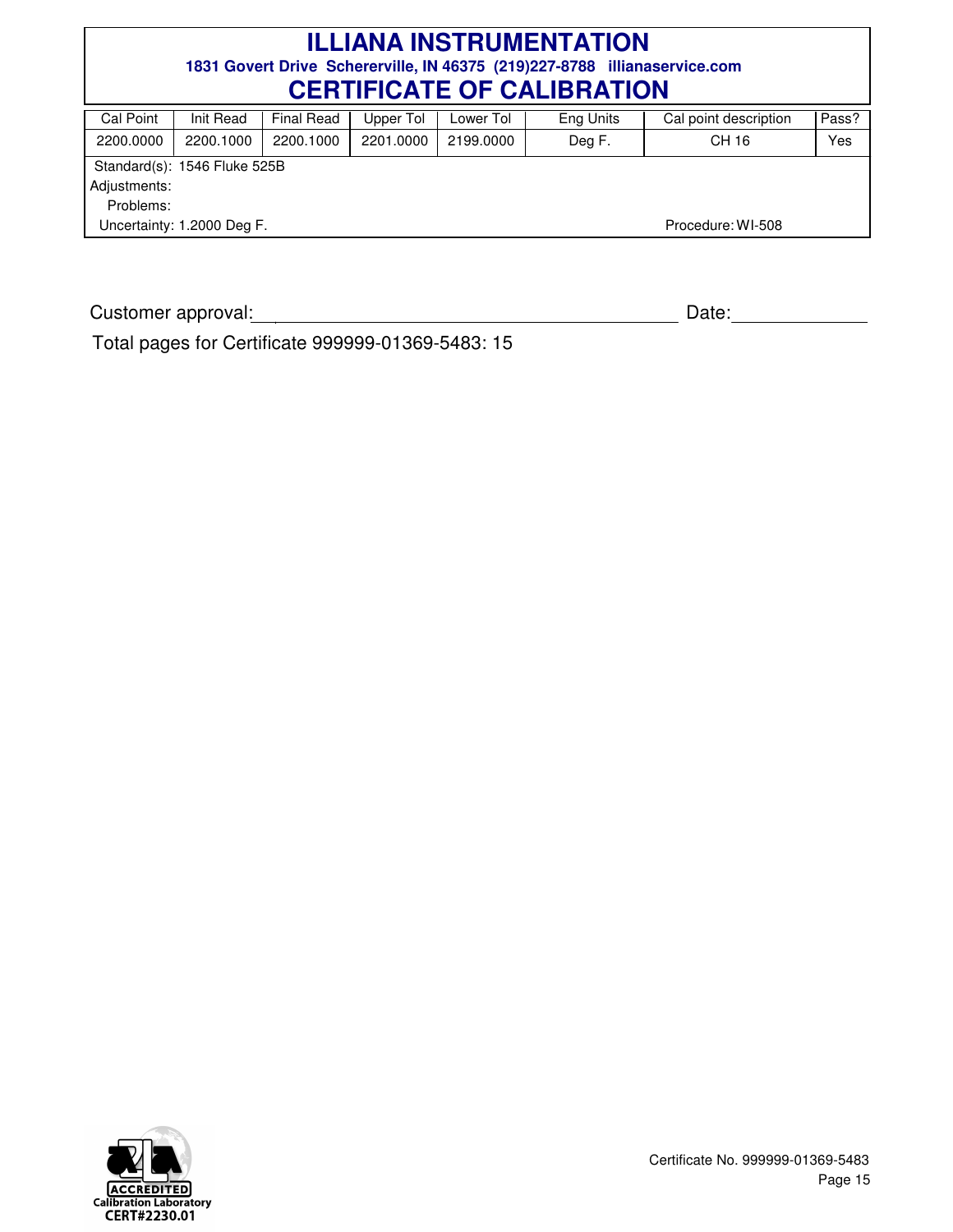# ILLIANA INSTRUMENTATION

**1831 Govert Drive Schererville, IN 46375 (219)227-8788 illianaservice.com**

## CERTIFICATE OF CALIBRATION

| Cal Point | Init Read | Final Read | Upper Tol | Lower Tol | Eng Units | Cal point description | Pass? |
|---|---|---|---|---|---|---|---|
| 2200.0000 | 2200.1000 | 2200.1000 | 2201.0000 | 2199.0000 | Deg F. | CH 16 | Yes |

Standard(s): 1546 Fluke 525B

Adjustments:

Problems:

Uncertainty: 1.2000 Deg F.

Procedure: WI-508

Customer approval: ______________________ Date: __________

Total pages for Certificate 999999-01369-5483: 15

ACCREDITED
Calibration Laboratory
CERT#2230.01

Certificate No. 999999-01369-5483